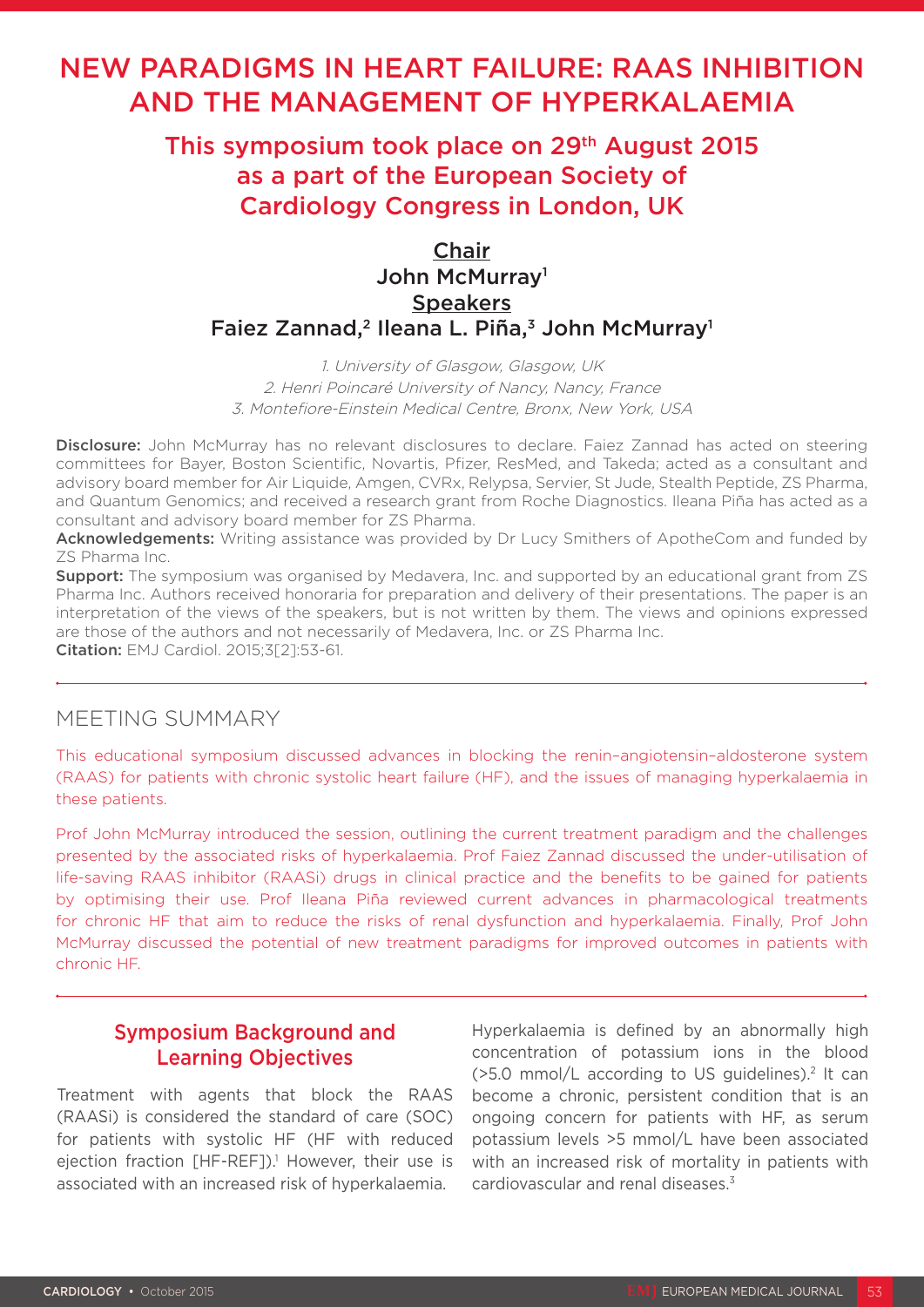# NEW PARADIGMS IN HEART FAILURE: RAAS INHIBITION AND THE MANAGEMENT OF HYPERKALAEMIA

## This symposium took place on 29th August 2015 as a part of the European Society of Cardiology Congress in London, UK

**Chair**
John McMurray[1]

**Speakers**
Faiez Zannad,[2] Ileana L. Piña,[3] John McMurray[1]

*1. University of Glasgow, Glasgow, UK*
*2. Henri Poincaré University of Nancy, Nancy, France*
*3. Montefiore-Einstein Medical Centre, Bronx, New York, USA*

**Disclosure:** John McMurray has no relevant disclosures to declare. Faiez Zannad has acted on steering committees for Bayer, Boston Scientific, Novartis, Pfizer, ResMed, and Takeda; acted as a consultant and advisory board member for Air Liquide, Amgen, CVRx, Relypsa, Servier, St Jude, Stealth Peptide, ZS Pharma, and Quantum Genomics; and received a research grant from Roche Diagnostics. Ileana Piña has acted as a consultant and advisory board member for ZS Pharma.
**Acknowledgements:** Writing assistance was provided by Dr Lucy Smithers of ApotheCom and funded by ZS Pharma Inc.
**Support:** The symposium was organised by Medavera, Inc. and supported by an educational grant from ZS Pharma Inc. Authors received honoraria for preparation and delivery of their presentations. The paper is an interpretation of the views of the speakers, but is not written by them. The views and opinions expressed are those of the authors and not necessarily of Medavera, Inc. or ZS Pharma Inc.
**Citation:** EMJ Cardiol. 2015;3[2]:53-61.

## MEETING SUMMARY

This educational symposium discussed advances in blocking the renin–angiotensin–aldosterone system (RAAS) for patients with chronic systolic heart failure (HF), and the issues of managing hyperkalaemia in these patients.

Prof John McMurray introduced the session, outlining the current treatment paradigm and the challenges presented by the associated risks of hyperkalaemia. Prof Faiez Zannad discussed the under-utilisation of life-saving RAAS inhibitor (RAASi) drugs in clinical practice and the benefits to be gained for patients by optimising their use. Prof Ileana Piña reviewed current advances in pharmacological treatments for chronic HF that aim to reduce the risks of renal dysfunction and hyperkalaemia. Finally, Prof John McMurray discussed the potential of new treatment paradigms for improved outcomes in patients with chronic HF.

## Symposium Background and Learning Objectives

Treatment with agents that block the RAAS (RAASi) is considered the standard of care (SOC) for patients with systolic HF (HF with reduced ejection fraction [HF-REF]).[1] However, their use is associated with an increased risk of hyperkalaemia.

Hyperkalaemia is defined by an abnormally high concentration of potassium ions in the blood (>5.0 mmol/L according to US guidelines).[2] It can become a chronic, persistent condition that is an ongoing concern for patients with HF, as serum potassium levels >5 mmol/L have been associated with an increased risk of mortality in patients with cardiovascular and renal diseases.[3]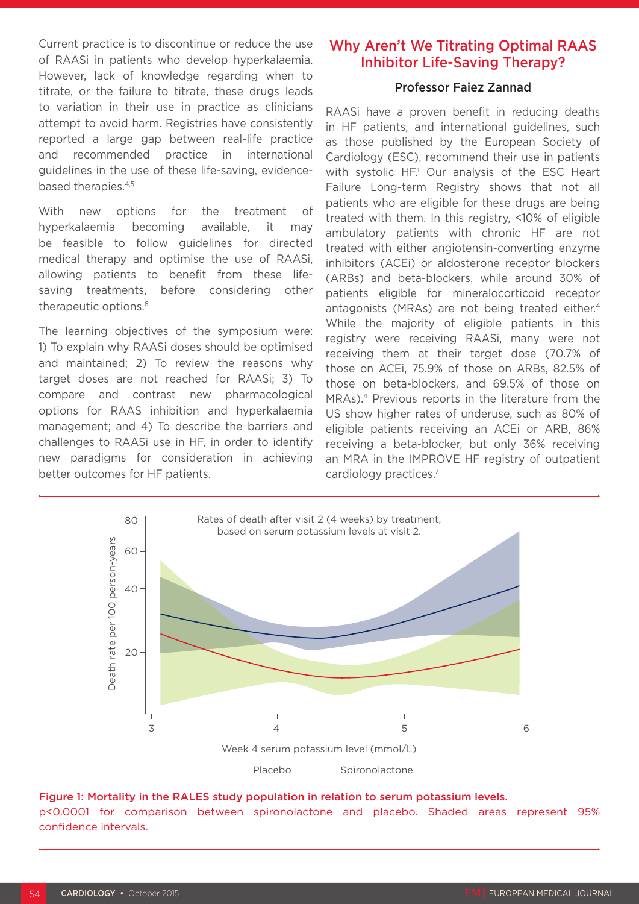Current practice is to discontinue or reduce the use of RAASi in patients who develop hyperkalaemia. However, lack of knowledge regarding when to titrate, or the failure to titrate, these drugs leads to variation in their use in practice as clinicians attempt to avoid harm. Registries have consistently reported a large gap between real-life practice and recommended practice in international guidelines in the use of these life-saving, evidence-based therapies.[4,5]

With new options for the treatment of hyperkalaemia becoming available, it may be feasible to follow guidelines for directed medical therapy and optimise the use of RAASi, allowing patients to benefit from these life-saving treatments, before considering other therapeutic options.[6]

The learning objectives of the symposium were: 1) To explain why RAASi doses should be optimised and maintained; 2) To review the reasons why target doses are not reached for RAASi; 3) To compare and contrast new pharmacological options for RAAS inhibition and hyperkalaemia management; and 4) To describe the barriers and challenges to RAASi use in HF, in order to identify new paradigms for consideration in achieving better outcomes for HF patients.

## Why Aren't We Titrating Optimal RAAS Inhibitor Life-Saving Therapy?

### Professor Faiez Zannad

RAASi have a proven benefit in reducing deaths in HF patients, and international guidelines, such as those published by the European Society of Cardiology (ESC), recommend their use in patients with systolic HF.[1] Our analysis of the ESC Heart Failure Long-term Registry shows that not all patients who are eligible for these drugs are being treated with them. In this registry, <10% of eligible ambulatory patients with chronic HF are not treated with either angiotensin-converting enzyme inhibitors (ACEi) or aldosterone receptor blockers (ARBs) and beta-blockers, while around 30% of patients eligible for mineralocorticoid receptor antagonists (MRAs) are not being treated either.[4] While the majority of eligible patients in this registry were receiving RAASi, many were not receiving them at their target dose (70.7% of those on ACEi, 75.9% of those on ARBs, 82.5% of those on beta-blockers, and 69.5% of those on MRAs).[4] Previous reports in the literature from the US show higher rates of underuse, such as 80% of eligible patients receiving an ACEi or ARB, 86% receiving a beta-blocker, but only 36% receiving an MRA in the IMPROVE HF registry of outpatient cardiology practices.[7]

**Figure 1: Mortality in the RALES study population in relation to serum potassium levels.**
p<0.0001 for comparison between spironolactone and placebo. Shaded areas represent 95% confidence intervals.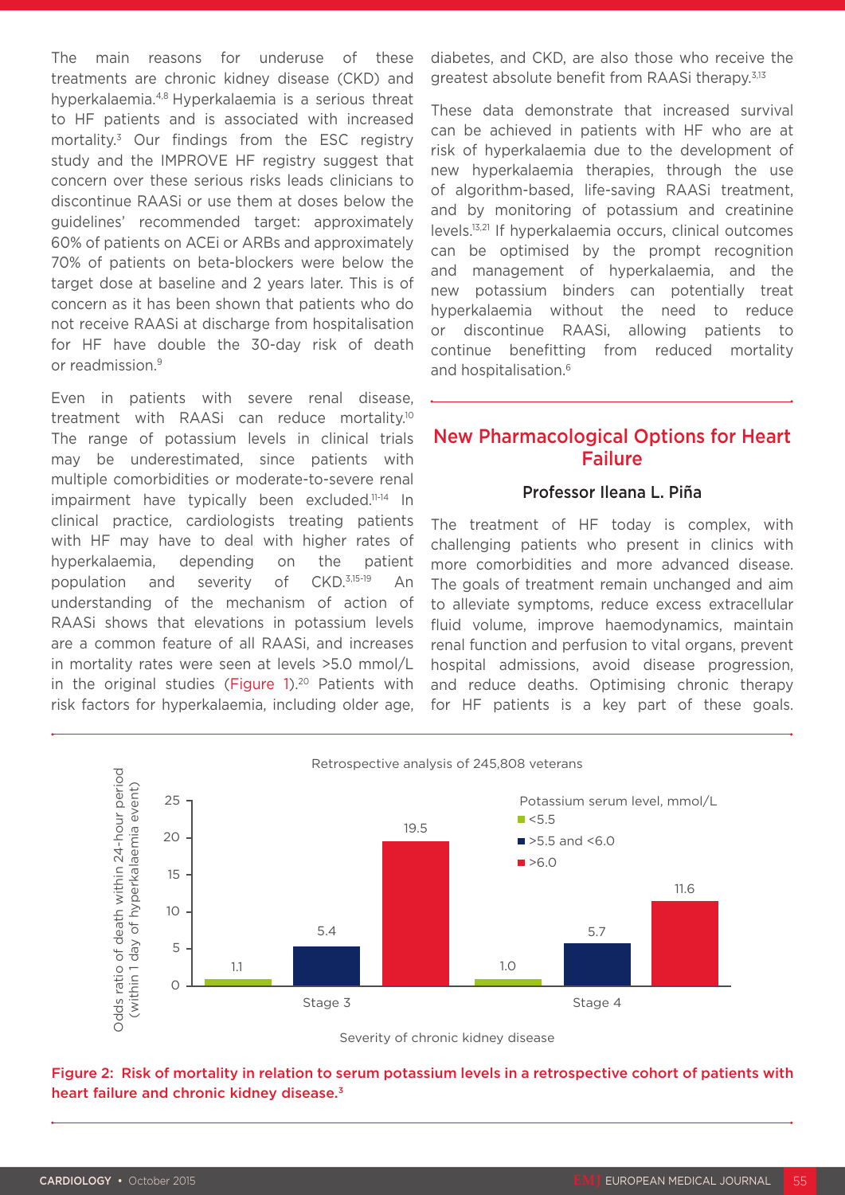The main reasons for underuse of these treatments are chronic kidney disease (CKD) and hyperkalaemia.[4,8] Hyperkalaemia is a serious threat to HF patients and is associated with increased mortality.[3] Our findings from the ESC registry study and the IMPROVE HF registry suggest that concern over these serious risks leads clinicians to discontinue RAASi or use them at doses below the guidelines' recommended target: approximately 60% of patients on ACEi or ARBs and approximately 70% of patients on beta-blockers were below the target dose at baseline and 2 years later. This is of concern as it has been shown that patients who do not receive RAASi at discharge from hospitalisation for HF have double the 30-day risk of death or readmission.[9]

Even in patients with severe renal disease, treatment with RAASi can reduce mortality.[10] The range of potassium levels in clinical trials may be underestimated, since patients with multiple comorbidities or moderate-to-severe renal impairment have typically been excluded.[11-14] In clinical practice, cardiologists treating patients with HF may have to deal with higher rates of hyperkalaemia, depending on the patient population and severity of CKD.[3,15-19] An understanding of the mechanism of action of RAASi shows that elevations in potassium levels are a common feature of all RAASi, and increases in mortality rates were seen at levels >5.0 mmol/L in the original studies (Figure 1).[20] Patients with risk factors for hyperkalaemia, including older age, diabetes, and CKD, are also those who receive the greatest absolute benefit from RAASi therapy.[3,13]

These data demonstrate that increased survival can be achieved in patients with HF who are at risk of hyperkalaemia due to the development of new hyperkalaemia therapies, through the use of algorithm-based, life-saving RAASi treatment, and by monitoring of potassium and creatinine levels.[13,21] If hyperkalaemia occurs, clinical outcomes can be optimised by the prompt recognition and management of hyperkalaemia, and the new potassium binders can potentially treat hyperkalaemia without the need to reduce or discontinue RAASi, allowing patients to continue benefitting from reduced mortality and hospitalisation.[6]

## New Pharmacological Options for Heart Failure

### Professor Ileana L. Piña

The treatment of HF today is complex, with challenging patients who present in clinics with more comorbidities and more advanced disease. The goals of treatment remain unchanged and aim to alleviate symptoms, reduce excess extracellular fluid volume, improve haemodynamics, maintain renal function and perfusion to vital organs, prevent hospital admissions, avoid disease progression, and reduce deaths. Optimising chronic therapy for HF patients is a key part of these goals.

Retrospective analysis of 245,808 veterans

| Severity of chronic kidney disease | Potassium <5.5 mmol/L | Potassium >5.5 and <6.0 mmol/L | Potassium >6.0 mmol/L |
|---|---|---|---|
| Stage 3 | 1.1 | 5.4 | 19.5 |
| Stage 4 | 1.0 | 5.7 | 11.6 |

Y-axis: Odds ratio of death within 24-hour period (within 1 day of hyperkalaemia event)

Figure 2: Risk of mortality in relation to serum potassium levels in a retrospective cohort of patients with heart failure and chronic kidney disease.[3]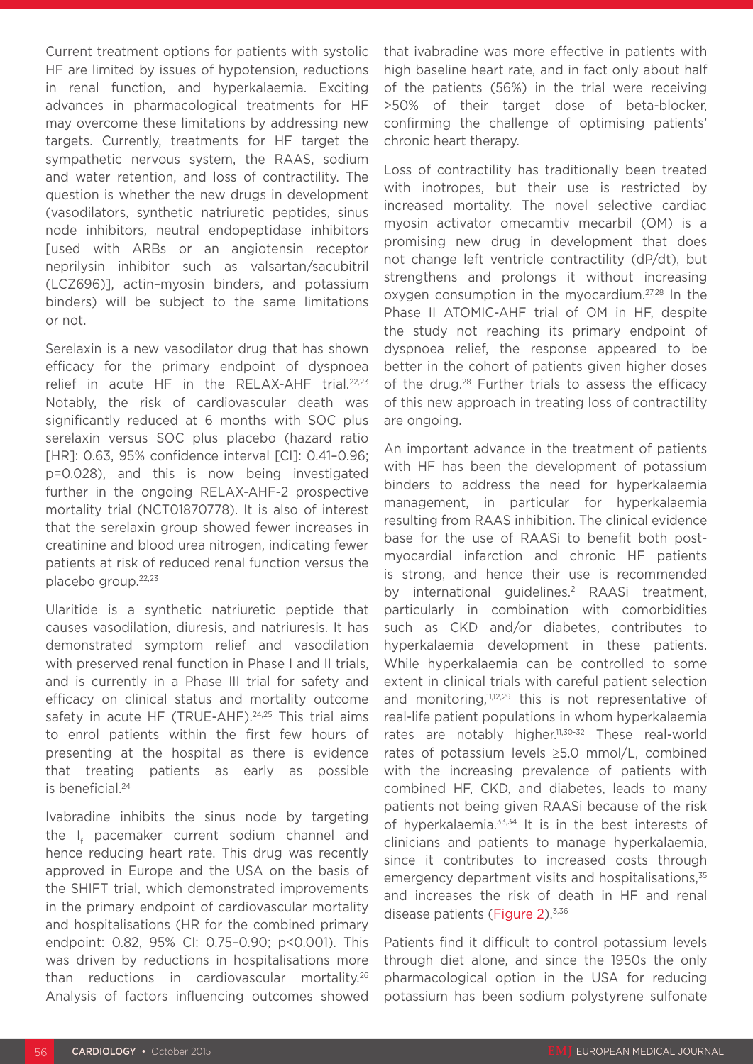Current treatment options for patients with systolic HF are limited by issues of hypotension, reductions in renal function, and hyperkalaemia. Exciting advances in pharmacological treatments for HF may overcome these limitations by addressing new targets. Currently, treatments for HF target the sympathetic nervous system, the RAAS, sodium and water retention, and loss of contractility. The question is whether the new drugs in development (vasodilators, synthetic natriuretic peptides, sinus node inhibitors, neutral endopeptidase inhibitors [used with ARBs or an angiotensin receptor neprilysin inhibitor such as valsartan/sacubitril (LCZ696)], actin–myosin binders, and potassium binders) will be subject to the same limitations or not.

Serelaxin is a new vasodilator drug that has shown efficacy for the primary endpoint of dyspnoea relief in acute HF in the RELAX-AHF trial.[22,23] Notably, the risk of cardiovascular death was significantly reduced at 6 months with SOC plus serelaxin versus SOC plus placebo (hazard ratio [HR]: 0.63, 95% confidence interval [CI]: 0.41–0.96; p=0.028), and this is now being investigated further in the ongoing RELAX-AHF-2 prospective mortality trial (NCT01870778). It is also of interest that the serelaxin group showed fewer increases in creatinine and blood urea nitrogen, indicating fewer patients at risk of reduced renal function versus the placebo group.[22,23]

Ularitide is a synthetic natriuretic peptide that causes vasodilation, diuresis, and natriuresis. It has demonstrated symptom relief and vasodilation with preserved renal function in Phase I and II trials, and is currently in a Phase III trial for safety and efficacy on clinical status and mortality outcome safety in acute HF (TRUE-AHF).[24,25] This trial aims to enrol patients within the first few hours of presenting at the hospital as there is evidence that treating patients as early as possible is beneficial.[24]

Ivabradine inhibits the sinus node by targeting the $I_f$ pacemaker current sodium channel and hence reducing heart rate. This drug was recently approved in Europe and the USA on the basis of the SHIFT trial, which demonstrated improvements in the primary endpoint of cardiovascular mortality and hospitalisations (HR for the combined primary endpoint: 0.82, 95% CI: 0.75–0.90; p<0.001). This was driven by reductions in hospitalisations more than reductions in cardiovascular mortality.[26] Analysis of factors influencing outcomes showed that ivabradine was more effective in patients with high baseline heart rate, and in fact only about half of the patients (56%) in the trial were receiving >50% of their target dose of beta-blocker, confirming the challenge of optimising patients' chronic heart therapy.

Loss of contractility has traditionally been treated with inotropes, but their use is restricted by increased mortality. The novel selective cardiac myosin activator omecamtiv mecarbil (OM) is a promising new drug in development that does not change left ventricle contractility (dP/dt), but strengthens and prolongs it without increasing oxygen consumption in the myocardium.[27,28] In the Phase II ATOMIC-AHF trial of OM in HF, despite the study not reaching its primary endpoint of dyspnoea relief, the response appeared to be better in the cohort of patients given higher doses of the drug.[28] Further trials to assess the efficacy of this new approach in treating loss of contractility are ongoing.

An important advance in the treatment of patients with HF has been the development of potassium binders to address the need for hyperkalaemia management, in particular for hyperkalaemia resulting from RAAS inhibition. The clinical evidence base for the use of RAASi to benefit both post-myocardial infarction and chronic HF patients is strong, and hence their use is recommended by international guidelines.[2] RAASi treatment, particularly in combination with comorbidities such as CKD and/or diabetes, contributes to hyperkalaemia development in these patients. While hyperkalaemia can be controlled to some extent in clinical trials with careful patient selection and monitoring,[11,12,29] this is not representative of real-life patient populations in whom hyperkalaemia rates are notably higher.[11,30-32] These real-world rates of potassium levels ≥5.0 mmol/L, combined with the increasing prevalence of patients with combined HF, CKD, and diabetes, leads to many patients not being given RAASi because of the risk of hyperkalaemia.[33,34] It is in the best interests of clinicians and patients to manage hyperkalaemia, since it contributes to increased costs through emergency department visits and hospitalisations,[35] and increases the risk of death in HF and renal disease patients (Figure 2).[3,36]

Patients find it difficult to control potassium levels through diet alone, and since the 1950s the only pharmacological option in the USA for reducing potassium has been sodium polystyrene sulfonate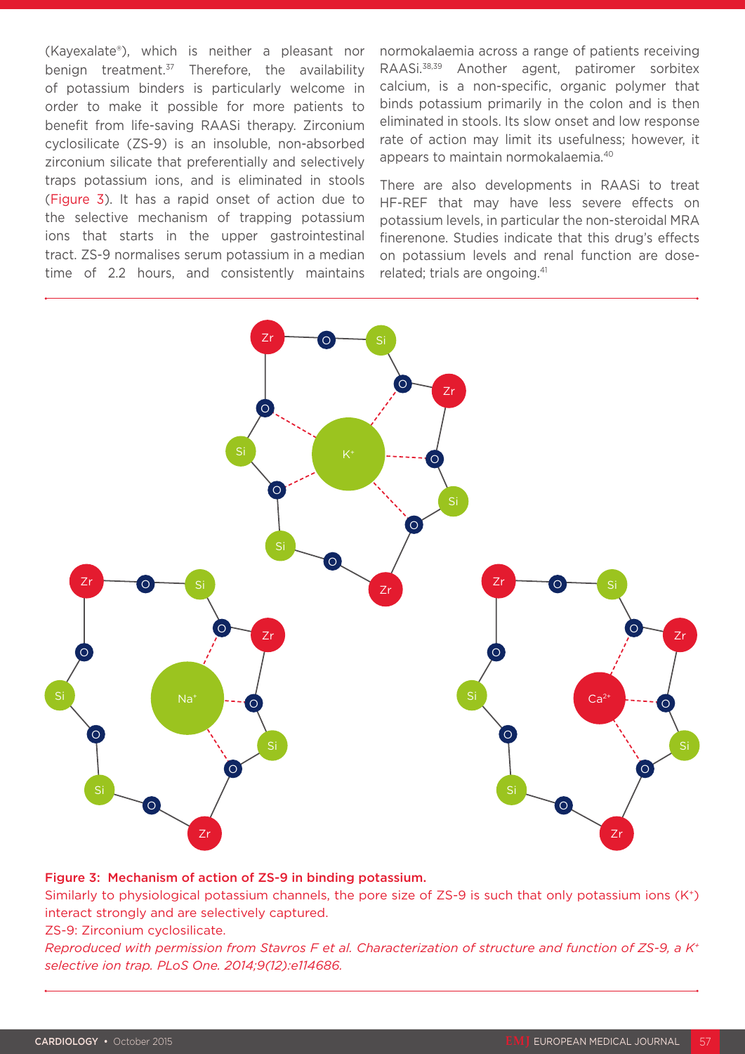(Kayexalate®), which is neither a pleasant nor benign treatment.[37] Therefore, the availability of potassium binders is particularly welcome in order to make it possible for more patients to benefit from life-saving RAASi therapy. Zirconium cyclosilicate (ZS-9) is an insoluble, non-absorbed zirconium silicate that preferentially and selectively traps potassium ions, and is eliminated in stools (Figure 3). It has a rapid onset of action due to the selective mechanism of trapping potassium ions that starts in the upper gastrointestinal tract. ZS-9 normalises serum potassium in a median time of 2.2 hours, and consistently maintains normokalaemia across a range of patients receiving RAASi.[38,39] Another agent, patiromer sorbitex calcium, is a non-specific, organic polymer that binds potassium primarily in the colon and is then eliminated in stools. Its slow onset and low response rate of action may limit its usefulness; however, it appears to maintain normokalaemia.[40]

There are also developments in RAASi to treat HF-REF that may have less severe effects on potassium levels, in particular the non-steroidal MRA finerenone. Studies indicate that this drug's effects on potassium levels and renal function are dose-related; trials are ongoing.[41]

**Figure 3: Mechanism of action of ZS-9 in binding potassium.**
Similarly to physiological potassium channels, the pore size of ZS-9 is such that only potassium ions ($K^+$) interact strongly and are selectively captured.
ZS-9: Zirconium cyclosilicate.
*Reproduced with permission from Stavros F et al. Characterization of structure and function of ZS-9, a $K^+$ selective ion trap. PLoS One. 2014;9(12):e114686.*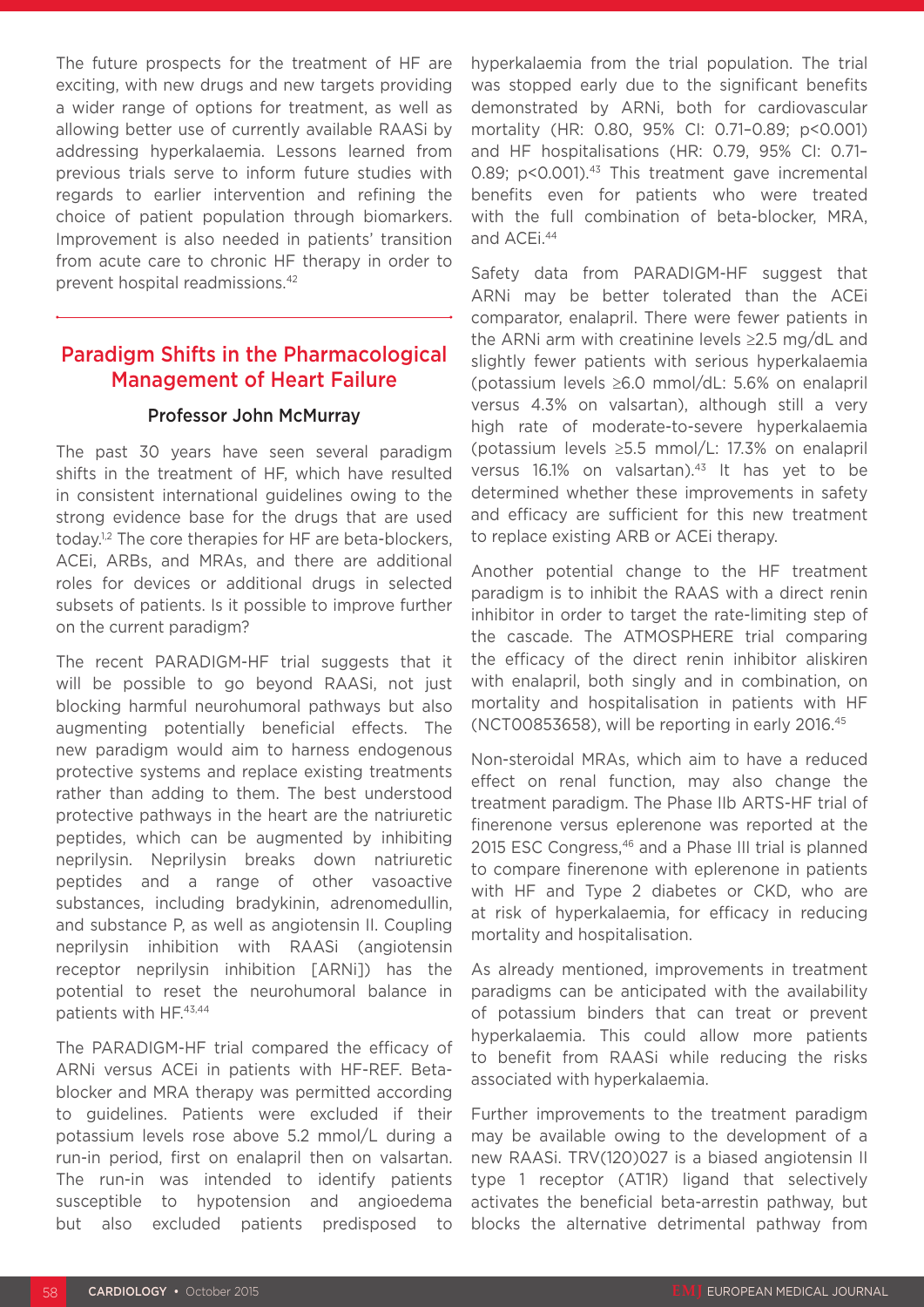The future prospects for the treatment of HF are exciting, with new drugs and new targets providing a wider range of options for treatment, as well as allowing better use of currently available RAASi by addressing hyperkalaemia. Lessons learned from previous trials serve to inform future studies with regards to earlier intervention and refining the choice of patient population through biomarkers. Improvement is also needed in patients' transition from acute care to chronic HF therapy in order to prevent hospital readmissions.[42]

## Paradigm Shifts in the Pharmacological Management of Heart Failure

### Professor John McMurray

The past 30 years have seen several paradigm shifts in the treatment of HF, which have resulted in consistent international guidelines owing to the strong evidence base for the drugs that are used today.[1,2] The core therapies for HF are beta-blockers, ACEi, ARBs, and MRAs, and there are additional roles for devices or additional drugs in selected subsets of patients. Is it possible to improve further on the current paradigm?

The recent PARADIGM-HF trial suggests that it will be possible to go beyond RAASi, not just blocking harmful neurohumoral pathways but also augmenting potentially beneficial effects. The new paradigm would aim to harness endogenous protective systems and replace existing treatments rather than adding to them. The best understood protective pathways in the heart are the natriuretic peptides, which can be augmented by inhibiting neprilysin. Neprilysin breaks down natriuretic peptides and a range of other vasoactive substances, including bradykinin, adrenomedullin, and substance P, as well as angiotensin II. Coupling neprilysin inhibition with RAASi (angiotensin receptor neprilysin inhibition [ARNi]) has the potential to reset the neurohumoral balance in patients with HF.[43,44]

The PARADIGM-HF trial compared the efficacy of ARNi versus ACEi in patients with HF-REF. Beta-blocker and MRA therapy was permitted according to guidelines. Patients were excluded if their potassium levels rose above 5.2 mmol/L during a run-in period, first on enalapril then on valsartan. The run-in was intended to identify patients susceptible to hypotension and angioedema but also excluded patients predisposed to hyperkalaemia from the trial population. The trial was stopped early due to the significant benefits demonstrated by ARNi, both for cardiovascular mortality (HR: 0.80, 95% CI: 0.71–0.89; $p<0.001$) and HF hospitalisations (HR: 0.79, 95% CI: 0.71–0.89; $p<0.001$).[43] This treatment gave incremental benefits even for patients who were treated with the full combination of beta-blocker, MRA, and ACEi.[44]

Safety data from PARADIGM-HF suggest that ARNi may be better tolerated than the ACEi comparator, enalapril. There were fewer patients in the ARNi arm with creatinine levels ≥2.5 mg/dL and slightly fewer patients with serious hyperkalaemia (potassium levels ≥6.0 mmol/dL: 5.6% on enalapril versus 4.3% on valsartan), although still a very high rate of moderate-to-severe hyperkalaemia (potassium levels ≥5.5 mmol/L: 17.3% on enalapril versus 16.1% on valsartan).[43] It has yet to be determined whether these improvements in safety and efficacy are sufficient for this new treatment to replace existing ARB or ACEi therapy.

Another potential change to the HF treatment paradigm is to inhibit the RAAS with a direct renin inhibitor in order to target the rate-limiting step of the cascade. The ATMOSPHERE trial comparing the efficacy of the direct renin inhibitor aliskiren with enalapril, both singly and in combination, on mortality and hospitalisation in patients with HF (NCT00853658), will be reporting in early 2016.[45]

Non-steroidal MRAs, which aim to have a reduced effect on renal function, may also change the treatment paradigm. The Phase IIb ARTS-HF trial of finerenone versus eplerenone was reported at the 2015 ESC Congress,[46] and a Phase III trial is planned to compare finerenone with eplerenone in patients with HF and Type 2 diabetes or CKD, who are at risk of hyperkalaemia, for efficacy in reducing mortality and hospitalisation.

As already mentioned, improvements in treatment paradigms can be anticipated with the availability of potassium binders that can treat or prevent hyperkalaemia. This could allow more patients to benefit from RAASi while reducing the risks associated with hyperkalaemia.

Further improvements to the treatment paradigm may be available owing to the development of a new RAASi. TRV(120)027 is a biased angiotensin II type 1 receptor (AT1R) ligand that selectively activates the beneficial beta-arrestin pathway, but blocks the alternative detrimental pathway from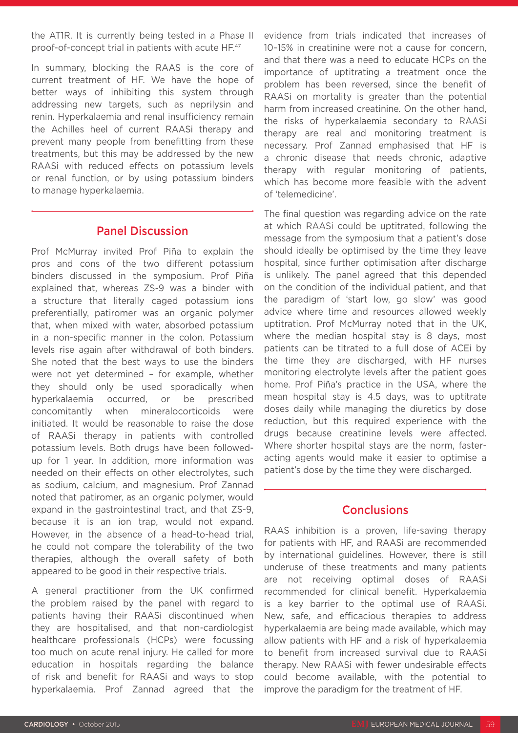the AT1R. It is currently being tested in a Phase II proof-of-concept trial in patients with acute HF.[47]

In summary, blocking the RAAS is the core of current treatment of HF. We have the hope of better ways of inhibiting this system through addressing new targets, such as neprilysin and renin. Hyperkalaemia and renal insufficiency remain the Achilles heel of current RAASi therapy and prevent many people from benefitting from these treatments, but this may be addressed by the new RAASi with reduced effects on potassium levels or renal function, or by using potassium binders to manage hyperkalaemia.

## Panel Discussion

Prof McMurray invited Prof Piña to explain the pros and cons of the two different potassium binders discussed in the symposium. Prof Piña explained that, whereas ZS-9 was a binder with a structure that literally caged potassium ions preferentially, patiromer was an organic polymer that, when mixed with water, absorbed potassium in a non-specific manner in the colon. Potassium levels rise again after withdrawal of both binders. She noted that the best ways to use the binders were not yet determined – for example, whether they should only be used sporadically when hyperkalaemia occurred, or be prescribed concomitantly when mineralocorticoids were initiated. It would be reasonable to raise the dose of RAASi therapy in patients with controlled potassium levels. Both drugs have been followed-up for 1 year. In addition, more information was needed on their effects on other electrolytes, such as sodium, calcium, and magnesium. Prof Zannad noted that patiromer, as an organic polymer, would expand in the gastrointestinal tract, and that ZS-9, because it is an ion trap, would not expand. However, in the absence of a head-to-head trial, he could not compare the tolerability of the two therapies, although the overall safety of both appeared to be good in their respective trials.

A general practitioner from the UK confirmed the problem raised by the panel with regard to patients having their RAASi discontinued when they are hospitalised, and that non-cardiologist healthcare professionals (HCPs) were focussing too much on acute renal injury. He called for more education in hospitals regarding the balance of risk and benefit for RAASi and ways to stop hyperkalaemia. Prof Zannad agreed that the evidence from trials indicated that increases of 10–15% in creatinine were not a cause for concern, and that there was a need to educate HCPs on the importance of uptitrating a treatment once the problem has been reversed, since the benefit of RAASi on mortality is greater than the potential harm from increased creatinine. On the other hand, the risks of hyperkalaemia secondary to RAASi therapy are real and monitoring treatment is necessary. Prof Zannad emphasised that HF is a chronic disease that needs chronic, adaptive therapy with regular monitoring of patients, which has become more feasible with the advent of 'telemedicine'.

The final question was regarding advice on the rate at which RAASi could be uptitrated, following the message from the symposium that a patient's dose should ideally be optimised by the time they leave hospital, since further optimisation after discharge is unlikely. The panel agreed that this depended on the condition of the individual patient, and that the paradigm of 'start low, go slow' was good advice where time and resources allowed weekly uptitration. Prof McMurray noted that in the UK, where the median hospital stay is 8 days, most patients can be titrated to a full dose of ACEi by the time they are discharged, with HF nurses monitoring electrolyte levels after the patient goes home. Prof Piña's practice in the USA, where the mean hospital stay is 4.5 days, was to uptitrate doses daily while managing the diuretics by dose reduction, but this required experience with the drugs because creatinine levels were affected. Where shorter hospital stays are the norm, faster-acting agents would make it easier to optimise a patient's dose by the time they were discharged.

## Conclusions

RAAS inhibition is a proven, life-saving therapy for patients with HF, and RAASi are recommended by international guidelines. However, there is still underuse of these treatments and many patients are not receiving optimal doses of RAASi recommended for clinical benefit. Hyperkalaemia is a key barrier to the optimal use of RAASi. New, safe, and efficacious therapies to address hyperkalaemia are being made available, which may allow patients with HF and a risk of hyperkalaemia to benefit from increased survival due to RAASi therapy. New RAASi with fewer undesirable effects could become available, with the potential to improve the paradigm for the treatment of HF.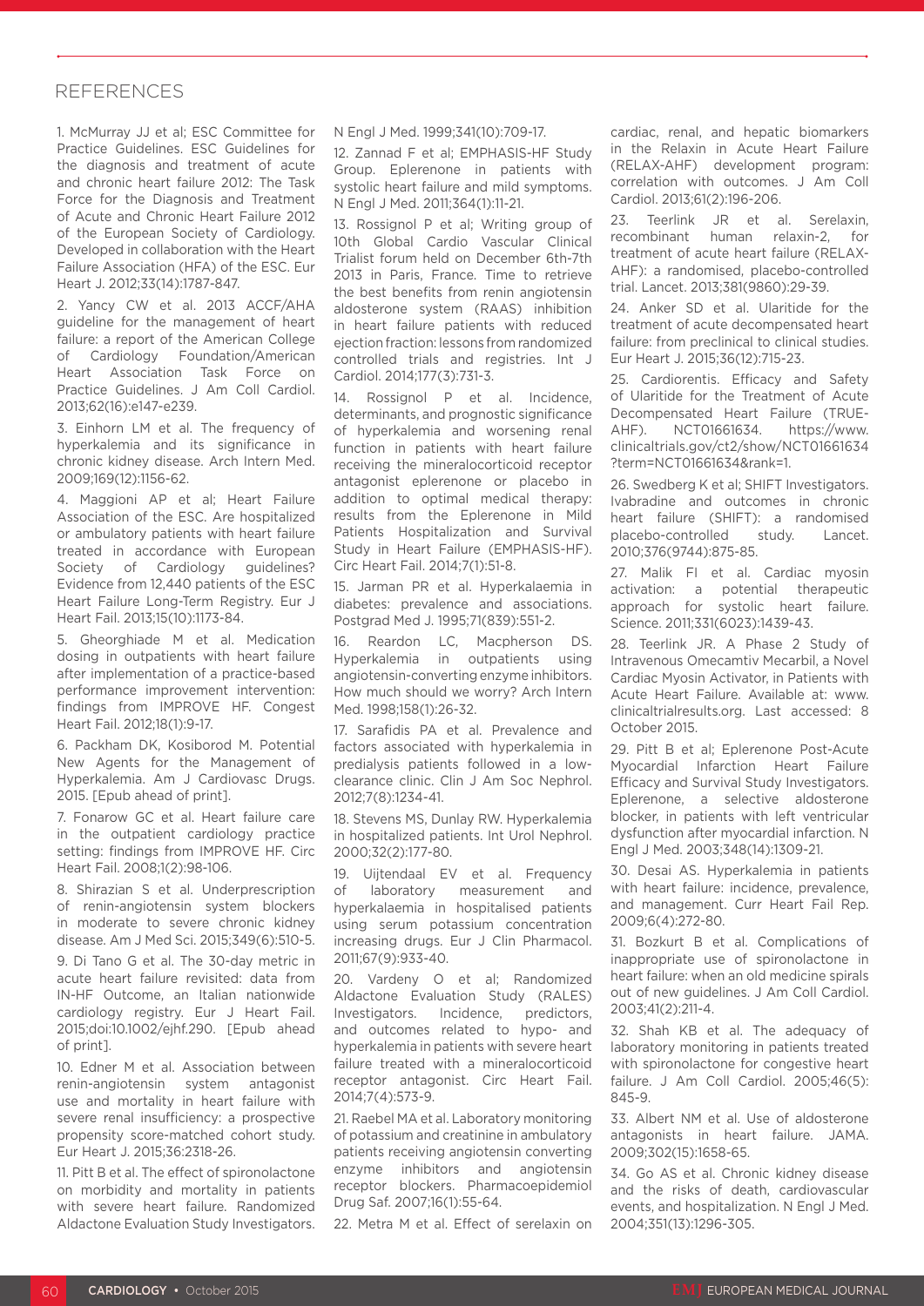## REFERENCES

1. McMurray JJ et al; ESC Committee for Practice Guidelines. ESC Guidelines for the diagnosis and treatment of acute and chronic heart failure 2012: The Task Force for the Diagnosis and Treatment of Acute and Chronic Heart Failure 2012 of the European Society of Cardiology. Developed in collaboration with the Heart Failure Association (HFA) of the ESC. Eur Heart J. 2012;33(14):1787-847.

2. Yancy CW et al. 2013 ACCF/AHA guideline for the management of heart failure: a report of the American College of Cardiology Foundation/American Heart Association Task Force on Practice Guidelines. J Am Coll Cardiol. 2013;62(16):e147-e239.

3. Einhorn LM et al. The frequency of hyperkalemia and its significance in chronic kidney disease. Arch Intern Med. 2009;169(12):1156-62.

4. Maggioni AP et al; Heart Failure Association of the ESC. Are hospitalized or ambulatory patients with heart failure treated in accordance with European Society of Cardiology guidelines? Evidence from 12,440 patients of the ESC Heart Failure Long-Term Registry. Eur J Heart Fail. 2013;15(10):1173-84.

5. Gheorghiade M et al. Medication dosing in outpatients with heart failure after implementation of a practice-based performance improvement intervention: findings from IMPROVE HF. Congest Heart Fail. 2012;18(1):9-17.

6. Packham DK, Kosiborod M. Potential New Agents for the Management of Hyperkalemia. Am J Cardiovasc Drugs. 2015. [Epub ahead of print].

7. Fonarow GC et al. Heart failure care in the outpatient cardiology practice setting: findings from IMPROVE HF. Circ Heart Fail. 2008;1(2):98-106.

8. Shirazian S et al. Underprescription of renin-angiotensin system blockers in moderate to severe chronic kidney disease. Am J Med Sci. 2015;349(6):510-5.

9. Di Tano G et al. The 30-day metric in acute heart failure revisited: data from IN-HF Outcome, an Italian nationwide cardiology registry. Eur J Heart Fail. 2015;doi:10.1002/ejhf.290. [Epub ahead of print].

10. Edner M et al. Association between renin-angiotensin system antagonist use and mortality in heart failure with severe renal insufficiency: a prospective propensity score-matched cohort study. Eur Heart J. 2015;36:2318-26.

11. Pitt B et al. The effect of spironolactone on morbidity and mortality in patients with severe heart failure. Randomized Aldactone Evaluation Study Investigators. N Engl J Med. 1999;341(10):709-17.

12. Zannad F et al; EMPHASIS-HF Study Group. Eplerenone in patients with systolic heart failure and mild symptoms. N Engl J Med. 2011;364(1):11-21.

13. Rossignol P et al; Writing group of 10th Global Cardio Vascular Clinical Trialist forum held on December 6th-7th 2013 in Paris, France. Time to retrieve the best benefits from renin angiotensin aldosterone system (RAAS) inhibition in heart failure patients with reduced ejection fraction: lessons from randomized controlled trials and registries. Int J Cardiol. 2014;177(3):731-3.

14. Rossignol P et al. Incidence, determinants, and prognostic significance of hyperkalemia and worsening renal function in patients with heart failure receiving the mineralocorticoid receptor antagonist eplerenone or placebo in addition to optimal medical therapy: results from the Eplerenone in Mild Patients Hospitalization and Survival Study in Heart Failure (EMPHASIS-HF). Circ Heart Fail. 2014;7(1):51-8.

15. Jarman PR et al. Hyperkalaemia in diabetes: prevalence and associations. Postgrad Med J. 1995;71(839):551-2.

16. Reardon LC, Macpherson DS. Hyperkalemia in outpatients using angiotensin-converting enzyme inhibitors. How much should we worry? Arch Intern Med. 1998;158(1):26-32.

17. Sarafidis PA et al. Prevalence and factors associated with hyperkalemia in predialysis patients followed in a low-clearance clinic. Clin J Am Soc Nephrol. 2012;7(8):1234-41.

18. Stevens MS, Dunlay RW. Hyperkalemia in hospitalized patients. Int Urol Nephrol. 2000;32(2):177-80.

19. Uijtendaal EV et al. Frequency of laboratory measurement and hyperkalaemia in hospitalised patients using serum potassium concentration increasing drugs. Eur J Clin Pharmacol. 2011;67(9):933-40.

20. Vardeny O et al; Randomized Aldactone Evaluation Study (RALES) Investigators. Incidence, predictors, and outcomes related to hypo- and hyperkalemia in patients with severe heart failure treated with a mineralocorticoid receptor antagonist. Circ Heart Fail. 2014;7(4):573-9.

21. Raebel MA et al. Laboratory monitoring of potassium and creatinine in ambulatory patients receiving angiotensin converting enzyme inhibitors and angiotensin receptor blockers. Pharmacoepidemiol Drug Saf. 2007;16(1):55-64.

22. Metra M et al. Effect of serelaxin on cardiac, renal, and hepatic biomarkers in the Relaxin in Acute Heart Failure (RELAX-AHF) development program: correlation with outcomes. J Am Coll Cardiol. 2013;61(2):196-206.

23. Teerlink JR et al. Serelaxin, recombinant human relaxin-2, for treatment of acute heart failure (RELAX-AHF): a randomised, placebo-controlled trial. Lancet. 2013;381(9860):29-39.

24. Anker SD et al. Ularitide for the treatment of acute decompensated heart failure: from preclinical to clinical studies. Eur Heart J. 2015;36(12):715-23.

25. Cardiorentis. Efficacy and Safety of Ularitide for the Treatment of Acute Decompensated Heart Failure (TRUE-AHF). NCT01661634. https://www.clinicaltrials.gov/ct2/show/NCT01661634?term=NCT01661634&rank=1.

26. Swedberg K et al; SHIFT Investigators. Ivabradine and outcomes in chronic heart failure (SHIFT): a randomised placebo-controlled study. Lancet. 2010;376(9744):875-85.

27. Malik FI et al. Cardiac myosin activation: a potential therapeutic approach for systolic heart failure. Science. 2011;331(6023):1439-43.

28. Teerlink JR. A Phase 2 Study of Intravenous Omecamtiv Mecarbil, a Novel Cardiac Myosin Activator, in Patients with Acute Heart Failure. Available at: www.clinicaltrialresults.org. Last accessed: 8 October 2015.

29. Pitt B et al; Eplerenone Post-Acute Myocardial Infarction Heart Failure Efficacy and Survival Study Investigators. Eplerenone, a selective aldosterone blocker, in patients with left ventricular dysfunction after myocardial infarction. N Engl J Med. 2003;348(14):1309-21.

30. Desai AS. Hyperkalemia in patients with heart failure: incidence, prevalence, and management. Curr Heart Fail Rep. 2009;6(4):272-80.

31. Bozkurt B et al. Complications of inappropriate use of spironolactone in heart failure: when an old medicine spirals out of new guidelines. J Am Coll Cardiol. 2003;41(2):211-4.

32. Shah KB et al. The adequacy of laboratory monitoring in patients treated with spironolactone for congestive heart failure. J Am Coll Cardiol. 2005;46(5):845-9.

33. Albert NM et al. Use of aldosterone antagonists in heart failure. JAMA. 2009;302(15):1658-65.

34. Go AS et al. Chronic kidney disease and the risks of death, cardiovascular events, and hospitalization. N Engl J Med. 2004;351(13):1296-305.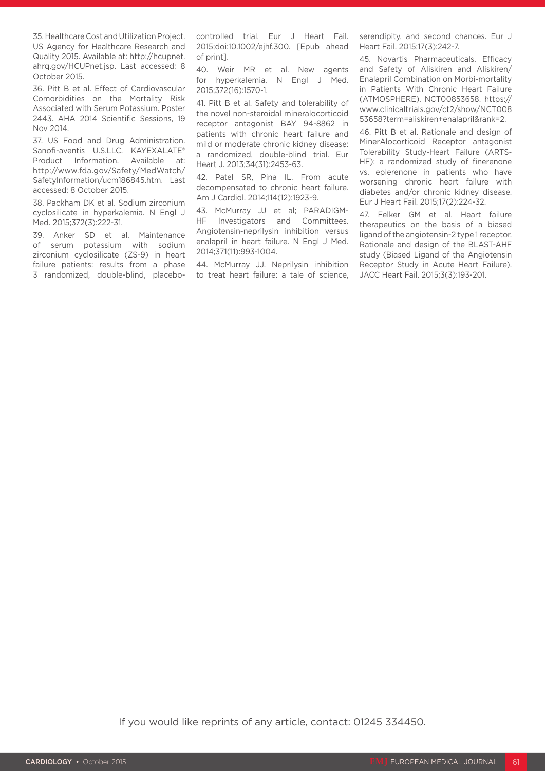35. Healthcare Cost and Utilization Project. US Agency for Healthcare Research and Quality 2015. Available at: http://hcupnet.ahrq.gov/HCUPnet.jsp. Last accessed: 8 October 2015.

36. Pitt B et al. Effect of Cardiovascular Comorbidities on the Mortality Risk Associated with Serum Potassium. Poster 2443. AHA 2014 Scientific Sessions, 19 Nov 2014.

37. US Food and Drug Administration. Sanofi-aventis U.S.LLC. KAYEXALATE® Product Information. Available at: http://www.fda.gov/Safety/MedWatch/SafetyInformation/ucm186845.htm. Last accessed: 8 October 2015.

38. Packham DK et al. Sodium zirconium cyclosilicate in hyperkalemia. N Engl J Med. 2015;372(3):222-31.

39. Anker SD et al. Maintenance of serum potassium with sodium zirconium cyclosilicate (ZS-9) in heart failure patients: results from a phase 3 randomized, double-blind, placebo-controlled trial. Eur J Heart Fail. 2015;doi:10.1002/ejhf.300. [Epub ahead of print].

40. Weir MR et al. New agents for hyperkalemia. N Engl J Med. 2015;372(16):1570-1.

41. Pitt B et al. Safety and tolerability of the novel non-steroidal mineralocorticoid receptor antagonist BAY 94-8862 in patients with chronic heart failure and mild or moderate chronic kidney disease: a randomized, double-blind trial. Eur Heart J. 2013;34(31):2453-63.

42. Patel SR, Pina IL. From acute decompensated to chronic heart failure. Am J Cardiol. 2014;114(12):1923-9.

43. McMurray JJ et al; PARADIGM-HF Investigators and Committees. Angiotensin-neprilysin inhibition versus enalapril in heart failure. N Engl J Med. 2014;371(11):993-1004.

44. McMurray JJ. Neprilysin inhibition to treat heart failure: a tale of science, serendipity, and second chances. Eur J Heart Fail. 2015;17(3):242-7.

45. Novartis Pharmaceuticals. Efficacy and Safety of Aliskiren and Aliskiren/Enalapril Combination on Morbi-mortality in Patients With Chronic Heart Failure (ATMOSPHERE). NCT00853658. https://www.clinicaltrials.gov/ct2/show/NCT00853658?term=aliskiren+enalapril&rank=2.

46. Pitt B et al. Rationale and design of MinerAlocorticoid Receptor antagonist Tolerability Study-Heart Failure (ARTS-HF): a randomized study of finerenone vs. eplerenone in patients who have worsening chronic heart failure with diabetes and/or chronic kidney disease. Eur J Heart Fail. 2015;17(2):224-32.

47. Felker GM et al. Heart failure therapeutics on the basis of a biased ligand of the angiotensin-2 type 1 receptor. Rationale and design of the BLAST-AHF study (Biased Ligand of the Angiotensin Receptor Study in Acute Heart Failure). JACC Heart Fail. 2015;3(3):193-201.

If you would like reprints of any article, contact: 01245 334450.